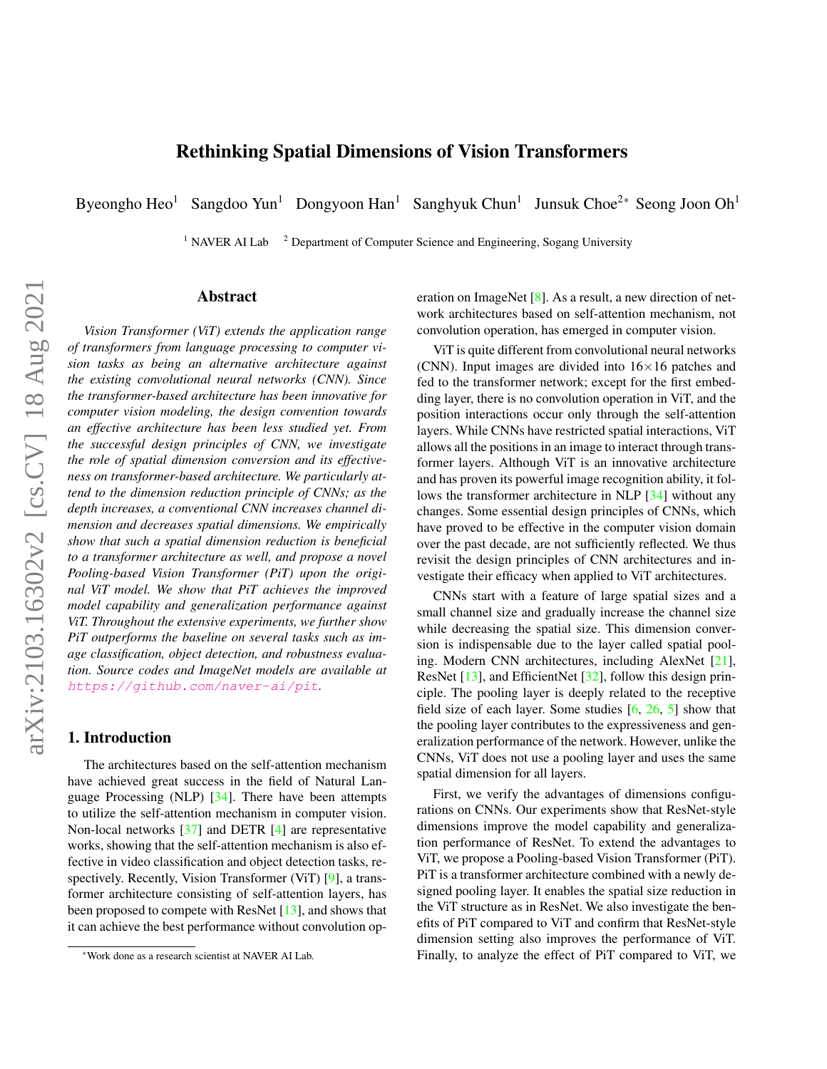# Rethinking Spatial Dimensions of Vision Transformers

Byeongho Heo[1] Sangdoo Yun[1] Dongyoon Han[1] Sanghyuk Chun[1] Junsuk Choe[2*] Seong Joon Oh[1]

[1] NAVER AI Lab [2] Department of Computer Science and Engineering, Sogang University

## Abstract

*Vision Transformer (ViT) extends the application range of transformers from language processing to computer vision tasks as being an alternative architecture against the existing convolutional neural networks (CNN). Since the transformer-based architecture has been innovative for computer vision modeling, the design convention towards an effective architecture has been less studied yet. From the successful design principles of CNN, we investigate the role of spatial dimension conversion and its effectiveness on transformer-based architecture. We particularly attend to the dimension reduction principle of CNNs; as the depth increases, a conventional CNN increases channel dimension and decreases spatial dimensions. We empirically show that such a spatial dimension reduction is beneficial to a transformer architecture as well, and propose a novel Pooling-based Vision Transformer (PiT) upon the original ViT model. We show that PiT achieves the improved model capability and generalization performance against ViT. Throughout the extensive experiments, we further show PiT outperforms the baseline on several tasks such as image classification, object detection, and robustness evaluation. Source codes and ImageNet models are available at https://github.com/naver-ai/pit.*

## 1. Introduction

The architectures based on the self-attention mechanism have achieved great success in the field of Natural Language Processing (NLP) [34]. There have been attempts to utilize the self-attention mechanism in computer vision. Non-local networks [37] and DETR [4] are representative works, showing that the self-attention mechanism is also effective in video classification and object detection tasks, respectively. Recently, Vision Transformer (ViT) [9], a transformer architecture consisting of self-attention layers, has been proposed to compete with ResNet [13], and shows that it can achieve the best performance without convolution operation on ImageNet [8]. As a result, a new direction of network architectures based on self-attention mechanism, not convolution operation, has emerged in computer vision.

ViT is quite different from convolutional neural networks (CNN). Input images are divided into $16\times16$ patches and fed to the transformer network; except for the first embedding layer, there is no convolution operation in ViT, and the position interactions occur only through the self-attention layers. While CNNs have restricted spatial interactions, ViT allows all the positions in an image to interact through transformer layers. Although ViT is an innovative architecture and has proven its powerful image recognition ability, it follows the transformer architecture in NLP [34] without any changes. Some essential design principles of CNNs, which have proved to be effective in the computer vision domain over the past decade, are not sufficiently reflected. We thus revisit the design principles of CNN architectures and investigate their efficacy when applied to ViT architectures.

CNNs start with a feature of large spatial sizes and a small channel size and gradually increase the channel size while decreasing the spatial size. This dimension conversion is indispensable due to the layer called spatial pooling. Modern CNN architectures, including AlexNet [21], ResNet [13], and EfficientNet [32], follow this design principle. The pooling layer is deeply related to the receptive field size of each layer. Some studies [6, 26, 5] show that the pooling layer contributes to the expressiveness and generalization performance of the network. However, unlike the CNNs, ViT does not use a pooling layer and uses the same spatial dimension for all layers.

First, we verify the advantages of dimensions configurations on CNNs. Our experiments show that ResNet-style dimensions improve the model capability and generalization performance of ResNet. To extend the advantages to ViT, we propose a Pooling-based Vision Transformer (PiT). PiT is a transformer architecture combined with a newly designed pooling layer. It enables the spatial size reduction in the ViT structure as in ResNet. We also investigate the benefits of PiT compared to ViT and confirm that ResNet-style dimension setting also improves the performance of ViT. Finally, to analyze the effect of PiT compared to ViT, we

*Work done as a research scientist at NAVER AI Lab.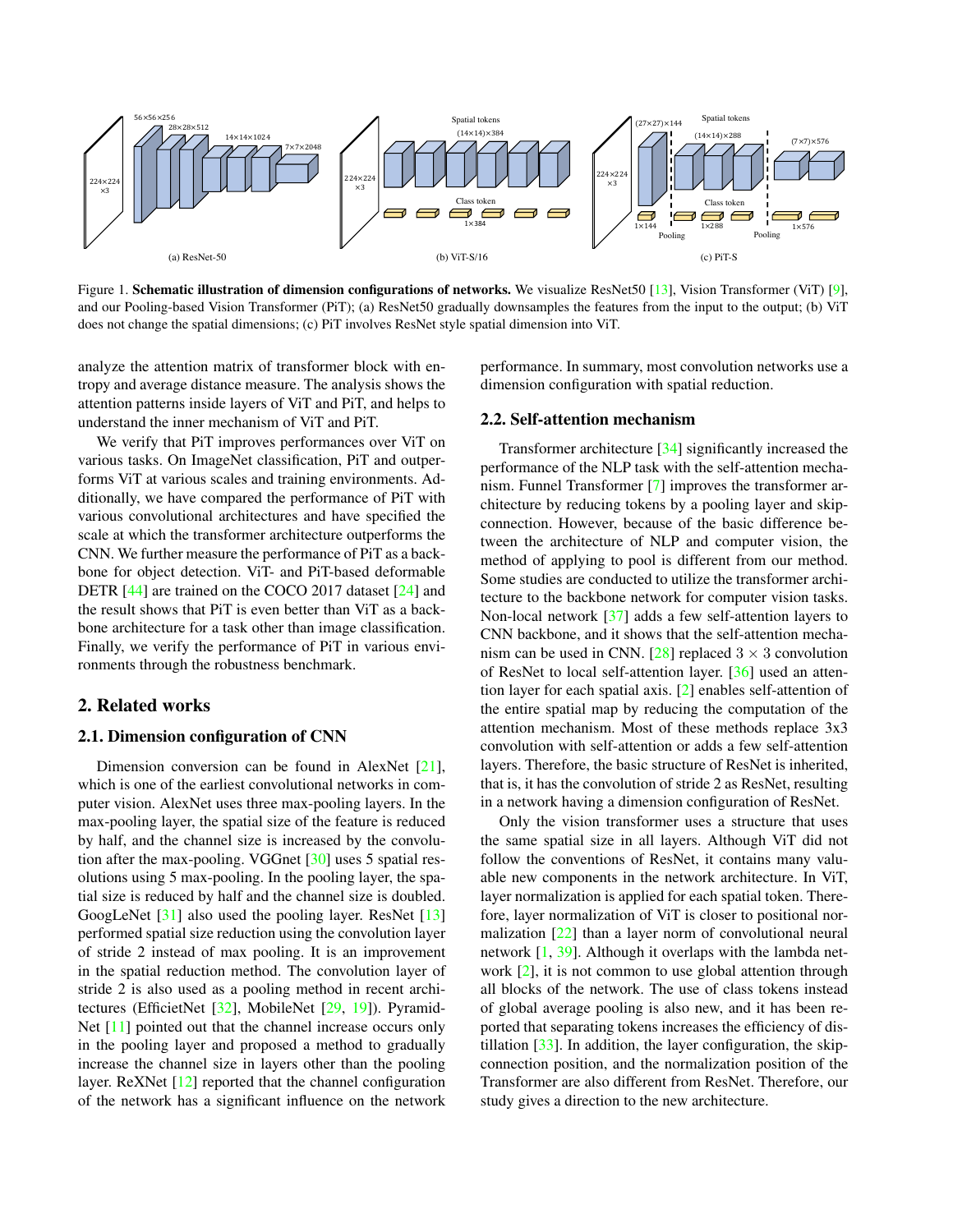Figure 1. **Schematic illustration of dimension configurations of networks.** We visualize ResNet50 [13], Vision Transformer (ViT) [9], and our Pooling-based Vision Transformer (PiT); (a) ResNet50 gradually downsamples the features from the input to the output; (b) ViT does not change the spatial dimensions; (c) PiT involves ResNet style spatial dimension into ViT.

analyze the attention matrix of transformer block with entropy and average distance measure. The analysis shows the attention patterns inside layers of ViT and PiT, and helps to understand the inner mechanism of ViT and PiT.

We verify that PiT improves performances over ViT on various tasks. On ImageNet classification, PiT and outperforms ViT at various scales and training environments. Additionally, we have compared the performance of PiT with various convolutional architectures and have specified the scale at which the transformer architecture outperforms the CNN. We further measure the performance of PiT as a backbone for object detection. ViT- and PiT-based deformable DETR [44] are trained on the COCO 2017 dataset [24] and the result shows that PiT is even better than ViT as a backbone architecture for a task other than image classification. Finally, we verify the performance of PiT in various environments through the robustness benchmark.

## 2. Related works

### 2.1. Dimension configuration of CNN

Dimension conversion can be found in AlexNet [21], which is one of the earliest convolutional networks in computer vision. AlexNet uses three max-pooling layers. In the max-pooling layer, the spatial size of the feature is reduced by half, and the channel size is increased by the convolution after the max-pooling. VGGnet [30] uses 5 spatial resolutions using 5 max-pooling. In the pooling layer, the spatial size is reduced by half and the channel size is doubled. GoogLeNet [31] also used the pooling layer. ResNet [13] performed spatial size reduction using the convolution layer of stride 2 instead of max pooling. It is an improvement in the spatial reduction method. The convolution layer of stride 2 is also used as a pooling method in recent architectures (EfficietNet [32], MobileNet [29, 19]). PyramidNet [11] pointed out that the channel increase occurs only in the pooling layer and proposed a method to gradually increase the channel size in layers other than the pooling layer. ReXNet [12] reported that the channel configuration of the network has a significant influence on the network performance. In summary, most convolution networks use a dimension configuration with spatial reduction.

### 2.2. Self-attention mechanism

Transformer architecture [34] significantly increased the performance of the NLP task with the self-attention mechanism. Funnel Transformer [7] improves the transformer architecture by reducing tokens by a pooling layer and skip-connection. However, because of the basic difference between the architecture of NLP and computer vision, the method of applying to pool is different from our method. Some studies are conducted to utilize the transformer architecture to the backbone network for computer vision tasks. Non-local network [37] adds a few self-attention layers to CNN backbone, and it shows that the self-attention mechanism can be used in CNN. [28] replaced $3 \times 3$ convolution of ResNet to local self-attention layer. [36] used an attention layer for each spatial axis. [2] enables self-attention of the entire spatial map by reducing the computation of the attention mechanism. Most of these methods replace 3x3 convolution with self-attention or adds a few self-attention layers. Therefore, the basic structure of ResNet is inherited, that is, it has the convolution of stride 2 as ResNet, resulting in a network having a dimension configuration of ResNet.

Only the vision transformer uses a structure that uses the same spatial size in all layers. Although ViT did not follow the conventions of ResNet, it contains many valuable new components in the network architecture. In ViT, layer normalization is applied for each spatial token. Therefore, layer normalization of ViT is closer to positional normalization [22] than a layer norm of convolutional neural network [1, 39]. Although it overlaps with the lambda network [2], it is not common to use global attention through all blocks of the network. The use of class tokens instead of global average pooling is also new, and it has been reported that separating tokens increases the efficiency of distillation [33]. In addition, the layer configuration, the skip-connection position, and the normalization position of the Transformer are also different from ResNet. Therefore, our study gives a direction to the new architecture.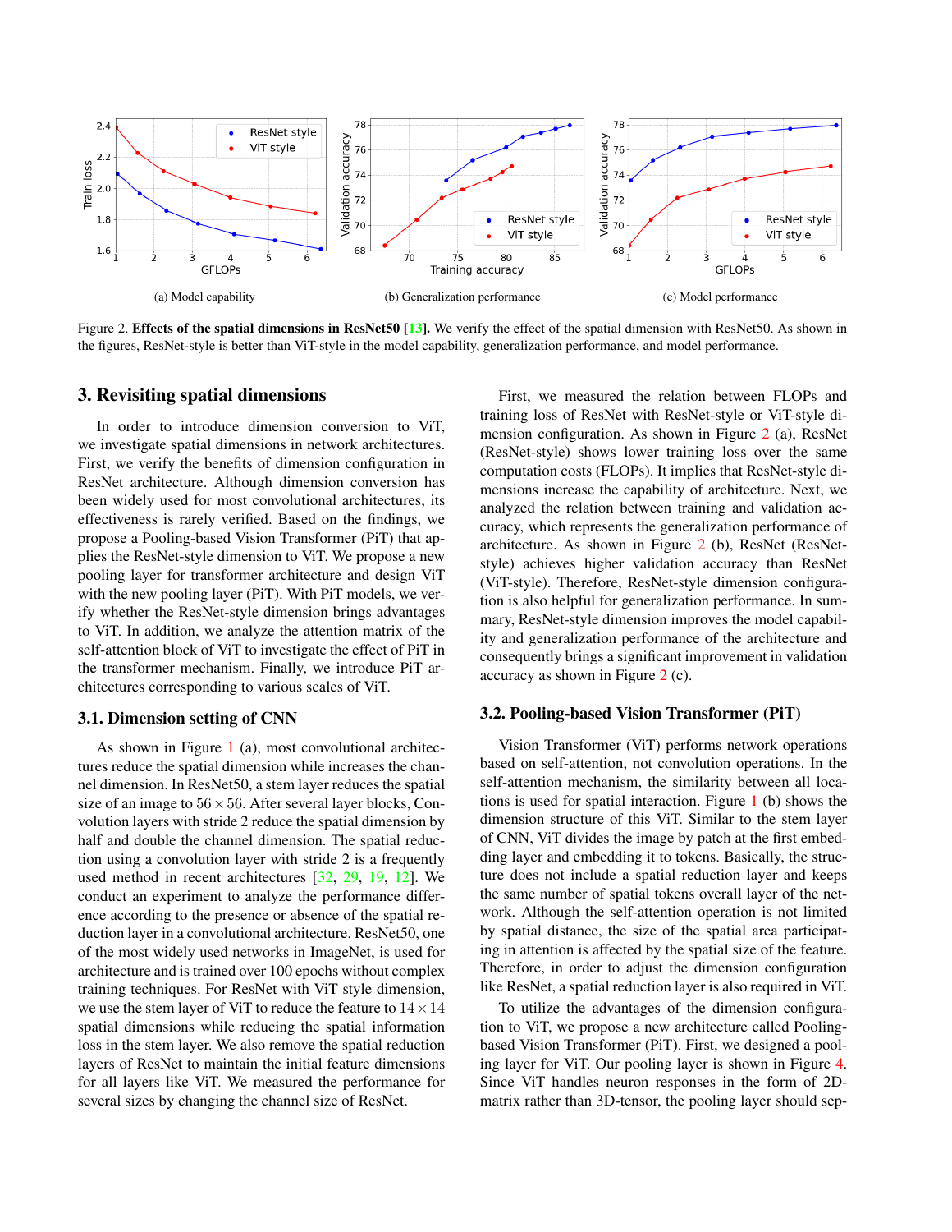(a) Model capability

(b) Generalization performance

(c) Model performance

Figure 2. **Effects of the spatial dimensions in ResNet50 [13].** We verify the effect of the spatial dimension with ResNet50. As shown in the figures, ResNet-style is better than ViT-style in the model capability, generalization performance, and model performance.

## 3. Revisiting spatial dimensions

In order to introduce dimension conversion to ViT, we investigate spatial dimensions in network architectures. First, we verify the benefits of dimension configuration in ResNet architecture. Although dimension conversion has been widely used for most convolutional architectures, its effectiveness is rarely verified. Based on the findings, we propose a Pooling-based Vision Transformer (PiT) that applies the ResNet-style dimension to ViT. We propose a new pooling layer for transformer architecture and design ViT with the new pooling layer (PiT). With PiT models, we verify whether the ResNet-style dimension brings advantages to ViT. In addition, we analyze the attention matrix of the self-attention block of ViT to investigate the effect of PiT in the transformer mechanism. Finally, we introduce PiT architectures corresponding to various scales of ViT.

### 3.1. Dimension setting of CNN

As shown in Figure 1 (a), most convolutional architectures reduce the spatial dimension while increases the channel dimension. In ResNet50, a stem layer reduces the spatial size of an image to $56 \times 56$. After several layer blocks, Convolution layers with stride 2 reduce the spatial dimension by half and double the channel dimension. The spatial reduction using a convolution layer with stride 2 is a frequently used method in recent architectures [32, 29, 19, 12]. We conduct an experiment to analyze the performance difference according to the presence or absence of the spatial reduction layer in a convolutional architecture. ResNet50, one of the most widely used networks in ImageNet, is used for architecture and is trained over 100 epochs without complex training techniques. For ResNet with ViT style dimension, we use the stem layer of ViT to reduce the feature to $14 \times 14$ spatial dimensions while reducing the spatial information loss in the stem layer. We also remove the spatial reduction layers of ResNet to maintain the initial feature dimensions for all layers like ViT. We measured the performance for several sizes by changing the channel size of ResNet.

First, we measured the relation between FLOPs and training loss of ResNet with ResNet-style or ViT-style dimension configuration. As shown in Figure 2 (a), ResNet (ResNet-style) shows lower training loss over the same computation costs (FLOPs). It implies that ResNet-style dimensions increase the capability of architecture. Next, we analyzed the relation between training and validation accuracy, which represents the generalization performance of architecture. As shown in Figure 2 (b), ResNet (ResNet-style) achieves higher validation accuracy than ResNet (ViT-style). Therefore, ResNet-style dimension configuration is also helpful for generalization performance. In summary, ResNet-style dimension improves the model capability and generalization performance of the architecture and consequently brings a significant improvement in validation accuracy as shown in Figure 2 (c).

### 3.2. Pooling-based Vision Transformer (PiT)

Vision Transformer (ViT) performs network operations based on self-attention, not convolution operations. In the self-attention mechanism, the similarity between all locations is used for spatial interaction. Figure 1 (b) shows the dimension structure of this ViT. Similar to the stem layer of CNN, ViT divides the image by patch at the first embedding layer and embedding it to tokens. Basically, the structure does not include a spatial reduction layer and keeps the same number of spatial tokens overall layer of the network. Although the self-attention operation is not limited by spatial distance, the size of the spatial area participating in attention is affected by the spatial size of the feature. Therefore, in order to adjust the dimension configuration like ResNet, a spatial reduction layer is also required in ViT.

To utilize the advantages of the dimension configuration to ViT, we propose a new architecture called Pooling-based Vision Transformer (PiT). First, we designed a pooling layer for ViT. Our pooling layer is shown in Figure 4. Since ViT handles neuron responses in the form of 2D-matrix rather than 3D-tensor, the pooling layer should sep-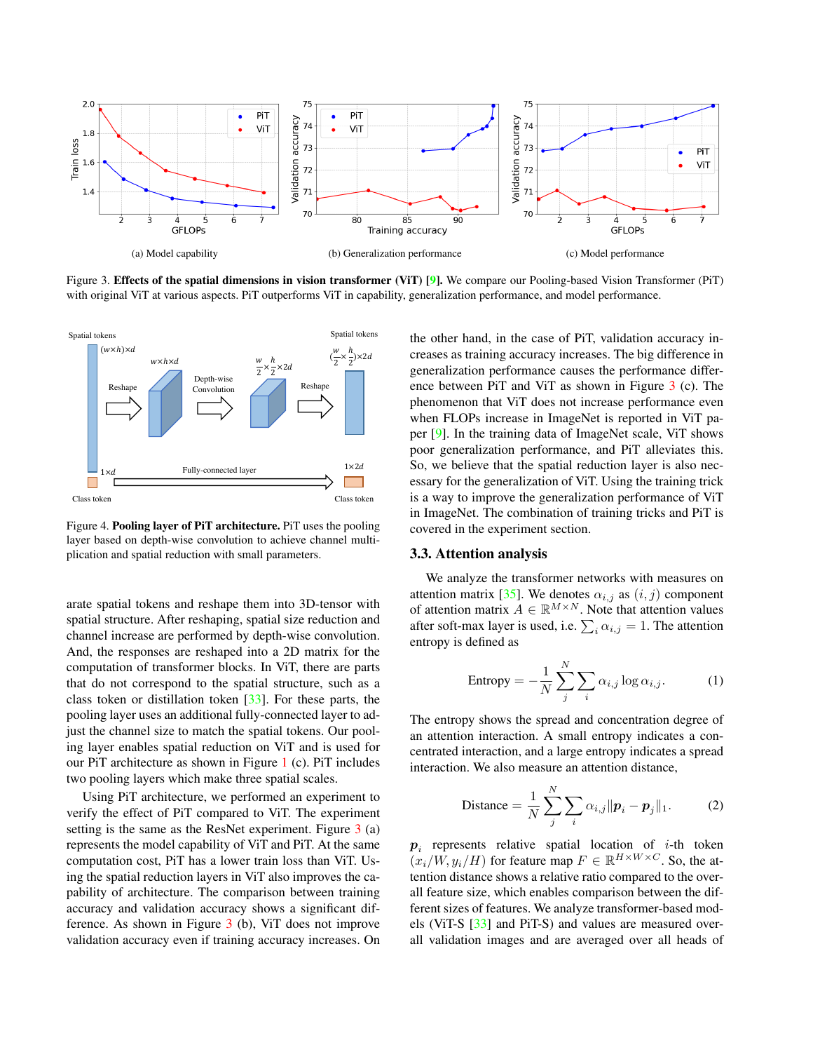(a) Model capability

(b) Generalization performance

(c) Model performance

Figure 3. **Effects of the spatial dimensions in vision transformer (ViT) [9].** We compare our Pooling-based Vision Transformer (PiT) with original ViT at various aspects. PiT outperforms ViT in capability, generalization performance, and model performance.

Figure 4. **Pooling layer of PiT architecture.** PiT uses the pooling layer based on depth-wise convolution to achieve channel multiplication and spatial reduction with small parameters.

arate spatial tokens and reshape them into 3D-tensor with spatial structure. After reshaping, spatial size reduction and channel increase are performed by depth-wise convolution. And, the responses are reshaped into a 2D matrix for the computation of transformer blocks. In ViT, there are parts that do not correspond to the spatial structure, such as a class token or distillation token [33]. For these parts, the pooling layer uses an additional fully-connected layer to adjust the channel size to match the spatial tokens. Our pooling layer enables spatial reduction on ViT and is used for our PiT architecture as shown in Figure 1 (c). PiT includes two pooling layers which make three spatial scales.

Using PiT architecture, we performed an experiment to verify the effect of PiT compared to ViT. The experiment setting is the same as the ResNet experiment. Figure 3 (a) represents the model capability of ViT and PiT. At the same computation cost, PiT has a lower train loss than ViT. Using the spatial reduction layers in ViT also improves the capability of architecture. The comparison between training accuracy and validation accuracy shows a significant difference. As shown in Figure 3 (b), ViT does not improve validation accuracy even if training accuracy increases. On the other hand, in the case of PiT, validation accuracy increases as training accuracy increases. The big difference in generalization performance causes the performance difference between PiT and ViT as shown in Figure 3 (c). The phenomenon that ViT does not increase performance even when FLOPs increase in ImageNet is reported in ViT paper [9]. In the training data of ImageNet scale, ViT shows poor generalization performance, and PiT alleviates this. So, we believe that the spatial reduction layer is also necessary for the generalization of ViT. Using the training trick is a way to improve the generalization performance of ViT in ImageNet. The combination of training tricks and PiT is covered in the experiment section.

### 3.3. Attention analysis

We analyze the transformer networks with measures on attention matrix [35]. We denotes $\alpha_{i,j}$ as $(i, j)$ component of attention matrix $A \in \mathbb{R}^{M \times N}$. Note that attention values after soft-max layer is used, i.e. $\sum_i \alpha_{i,j} = 1$. The attention entropy is defined as

$$\text{Entropy} = -\frac{1}{N}\sum_j^N \sum_i \alpha_{i,j} \log \alpha_{i,j}. \tag{1}$$

The entropy shows the spread and concentration degree of an attention interaction. A small entropy indicates a concentrated interaction, and a large entropy indicates a spread interaction. We also measure an attention distance,

$$\text{Distance} = \frac{1}{N}\sum_j^N \sum_i \alpha_{i,j} \|\boldsymbol{p}_i - \boldsymbol{p}_j\|_1. \tag{2}$$

$\boldsymbol{p}_i$ represents relative spatial location of $i$-th token $(x_i/W, y_i/H)$ for feature map $F \in \mathbb{R}^{H \times W \times C}$. So, the attention distance shows a relative ratio compared to the overall feature size, which enables comparison between the different sizes of features. We analyze transformer-based models (ViT-S [33] and PiT-S) and values are measured overall validation images and are averaged over all heads of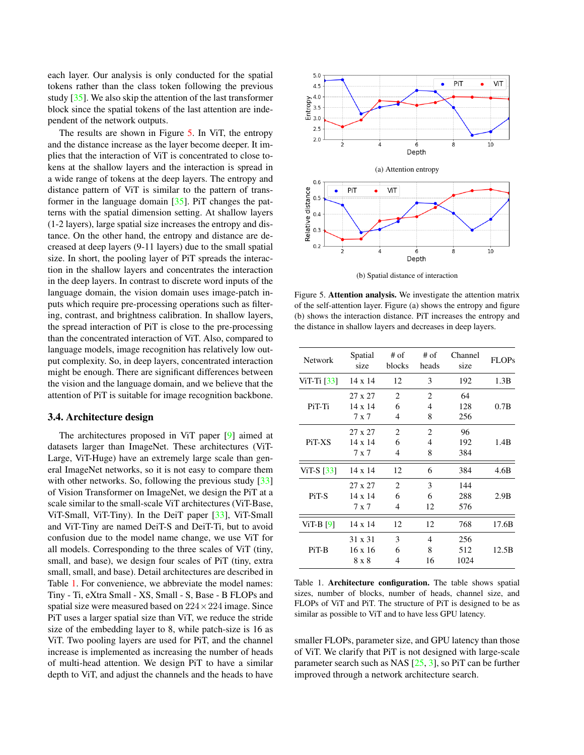each layer. Our analysis is only conducted for the spatial tokens rather than the class token following the previous study [35]. We also skip the attention of the last transformer block since the spatial tokens of the last attention are independent of the network outputs.

The results are shown in Figure 5. In ViT, the entropy and the distance increase as the layer become deeper. It implies that the interaction of ViT is concentrated to close tokens at the shallow layers and the interaction is spread in a wide range of tokens at the deep layers. The entropy and distance pattern of ViT is similar to the pattern of transformer in the language domain [35]. PiT changes the patterns with the spatial dimension setting. At shallow layers (1-2 layers), large spatial size increases the entropy and distance. On the other hand, the entropy and distance are decreased at deep layers (9-11 layers) due to the small spatial size. In short, the pooling layer of PiT spreads the interaction in the shallow layers and concentrates the interaction in the deep layers. In contrast to discrete word inputs of the language domain, the vision domain uses image-patch inputs which require pre-processing operations such as filtering, contrast, and brightness calibration. In shallow layers, the spread interaction of PiT is close to the pre-processing than the concentrated interaction of ViT. Also, compared to language models, image recognition has relatively low output complexity. So, in deep layers, concentrated interaction might be enough. There are significant differences between the vision and the language domain, and we believe that the attention of PiT is suitable for image recognition backbone.

(a) Attention entropy

(b) Spatial distance of interaction

Figure 5. **Attention analysis.** We investigate the attention matrix of the self-attention layer. Figure (a) shows the entropy and figure (b) shows the interaction distance. PiT increases the entropy and the distance in shallow layers and decreases in deep layers.

## 3.4. Architecture design

The architectures proposed in ViT paper [9] aimed at datasets larger than ImageNet. These architectures (ViT-Large, ViT-Huge) have an extremely large scale than general ImageNet networks, so it is not easy to compare them with other networks. So, following the previous study [33] of Vision Transformer on ImageNet, we design the PiT at a scale similar to the small-scale ViT architectures (ViT-Base, ViT-Small, ViT-Tiny). In the DeiT paper [33], ViT-Small and ViT-Tiny are named DeiT-S and DeiT-Ti, but to avoid confusion due to the model name change, we use ViT for all models. Corresponding to the three scales of ViT (tiny, small, and base), we design four scales of PiT (tiny, extra small, small, and base). Detail architectures are described in Table 1. For convenience, we abbreviate the model names: Tiny - Ti, eXtra Small - XS, Small - S, Base - B FLOPs and spatial size were measured based on $224 \times 224$ image. Since PiT uses a larger spatial size than ViT, we reduce the stride size of the embedding layer to 8, while patch-size is 16 as ViT. Two pooling layers are used for PiT, and the channel increase is implemented as increasing the number of heads of multi-head attention. We design PiT to have a similar depth to ViT, and adjust the channels and the heads to have smaller FLOPs, parameter size, and GPU latency than those of ViT. We clarify that PiT is not designed with large-scale parameter search such as NAS [25, 3], so PiT can be further improved through a network architecture search.

| Network | Spatial size | # of blocks | # of heads | Channel size | FLOPs |
|---|---|---|---|---|---|
| ViT-Ti [33] | 14 x 14 | 12 | 3 | 192 | 1.3B |
| PiT-Ti | 27 x 27<br>14 x 14<br>7 x 7 | 2<br>6<br>4 | 2<br>4<br>8 | 64<br>128<br>256 | 0.7B |
| PiT-XS | 27 x 27<br>14 x 14<br>7 x 7 | 2<br>6<br>4 | 2<br>4<br>8 | 96<br>192<br>384 | 1.4B |
| ViT-S [33] | 14 x 14 | 12 | 6 | 384 | 4.6B |
| PiT-S | 27 x 27<br>14 x 14<br>7 x 7 | 2<br>6<br>4 | 3<br>6<br>12 | 144<br>288<br>576 | 2.9B |
| ViT-B [9] | 14 x 14 | 12 | 12 | 768 | 17.6B |
| PiT-B | 31 x 31<br>16 x 16<br>8 x 8 | 3<br>6<br>4 | 4<br>8<br>16 | 256<br>512<br>1024 | 12.5B |

Table 1. **Architecture configuration.** The table shows spatial sizes, number of blocks, number of heads, channel size, and FLOPs of ViT and PiT. The structure of PiT is designed to be as similar as possible to ViT and to have less GPU latency.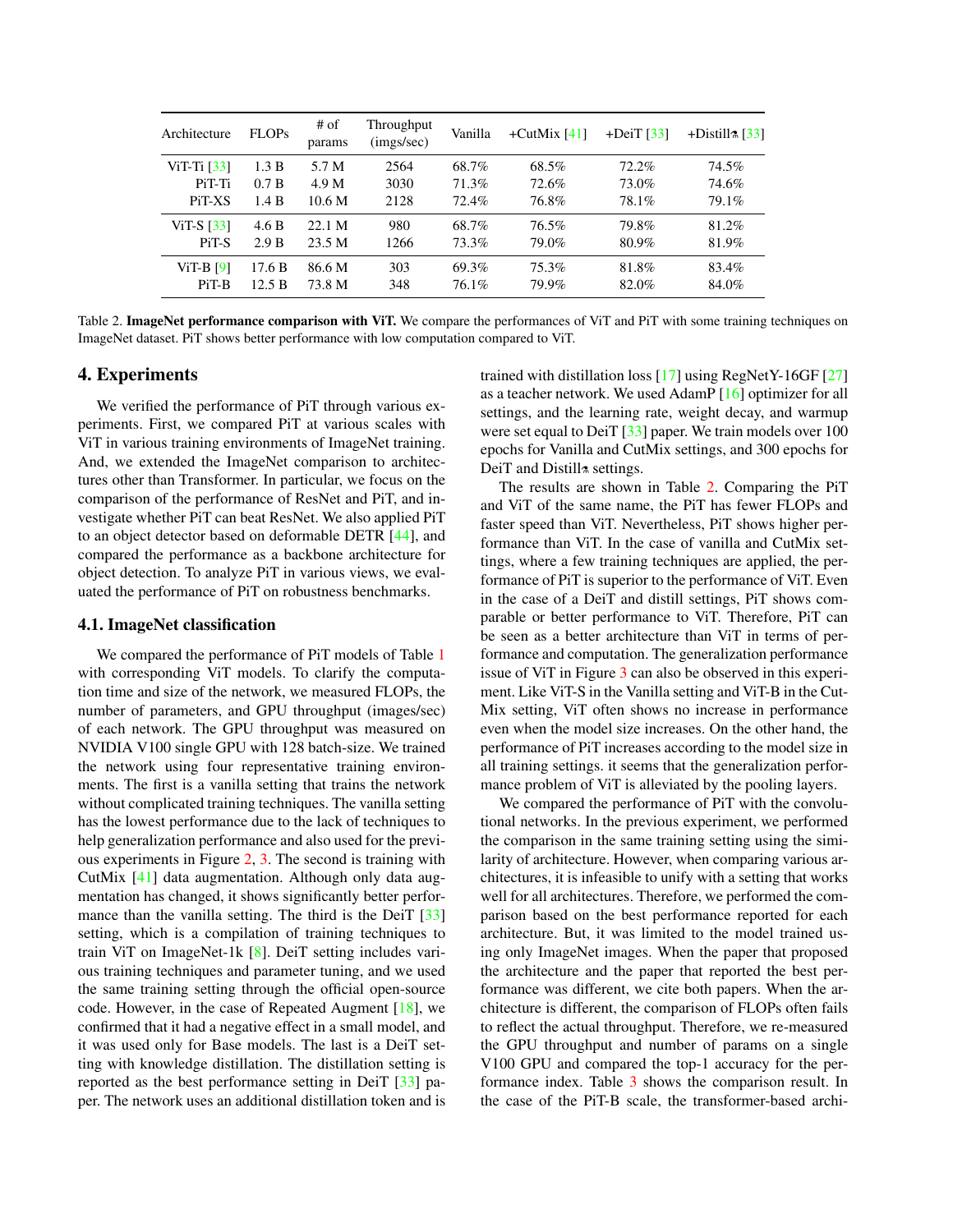| Architecture | FLOPs | # of params | Throughput (imgs/sec) | Vanilla | +CutMix [41] | +DeiT [33] | +Distill⚗ [33] |
|---|---|---|---|---|---|---|---|
| ViT-Ti [33] | 1.3 B | 5.7 M | 2564 | 68.7% | 68.5% | 72.2% | 74.5% |
| PiT-Ti | 0.7 B | 4.9 M | 3030 | 71.3% | 72.6% | 73.0% | 74.6% |
| PiT-XS | 1.4 B | 10.6 M | 2128 | 72.4% | 76.8% | 78.1% | 79.1% |
| ViT-S [33] | 4.6 B | 22.1 M | 980 | 68.7% | 76.5% | 79.8% | 81.2% |
| PiT-S | 2.9 B | 23.5 M | 1266 | 73.3% | 79.0% | 80.9% | 81.9% |
| ViT-B [9] | 17.6 B | 86.6 M | 303 | 69.3% | 75.3% | 81.8% | 83.4% |
| PiT-B | 12.5 B | 73.8 M | 348 | 76.1% | 79.9% | 82.0% | 84.0% |

Table 2. **ImageNet performance comparison with ViT.** We compare the performances of ViT and PiT with some training techniques on ImageNet dataset. PiT shows better performance with low computation compared to ViT.

# 4. Experiments

We verified the performance of PiT through various experiments. First, we compared PiT at various scales with ViT in various training environments of ImageNet training. And, we extended the ImageNet comparison to architectures other than Transformer. In particular, we focus on the comparison of the performance of ResNet and PiT, and investigate whether PiT can beat ResNet. We also applied PiT to an object detector based on deformable DETR [44], and compared the performance as a backbone architecture for object detection. To analyze PiT in various views, we evaluated the performance of PiT on robustness benchmarks.

## 4.1. ImageNet classification

We compared the performance of PiT models of Table 1 with corresponding ViT models. To clarify the computation time and size of the network, we measured FLOPs, the number of parameters, and GPU throughput (images/sec) of each network. The GPU throughput was measured on NVIDIA V100 single GPU with 128 batch-size. We trained the network using four representative training environments. The first is a vanilla setting that trains the network without complicated training techniques. The vanilla setting has the lowest performance due to the lack of techniques to help generalization performance and also used for the previous experiments in Figure 2, 3. The second is training with CutMix [41] data augmentation. Although only data augmentation has changed, it shows significantly better performance than the vanilla setting. The third is the DeiT [33] setting, which is a compilation of training techniques to train ViT on ImageNet-1k [8]. DeiT setting includes various training techniques and parameter tuning, and we used the same training setting through the official open-source code. However, in the case of Repeated Augment [18], we confirmed that it had a negative effect in a small model, and it was used only for Base models. The last is a DeiT setting with knowledge distillation. The distillation setting is reported as the best performance setting in DeiT [33] paper. The network uses an additional distillation token and is trained with distillation loss [17] using RegNetY-16GF [27] as a teacher network. We used AdamP [16] optimizer for all settings, and the learning rate, weight decay, and warmup were set equal to DeiT [33] paper. We train models over 100 epochs for Vanilla and CutMix settings, and 300 epochs for DeiT and Distill⚗ settings.

The results are shown in Table 2. Comparing the PiT and ViT of the same name, the PiT has fewer FLOPs and faster speed than ViT. Nevertheless, PiT shows higher performance than ViT. In the case of vanilla and CutMix settings, where a few training techniques are applied, the performance of PiT is superior to the performance of ViT. Even in the case of a DeiT and distill settings, PiT shows comparable or better performance to ViT. Therefore, PiT can be seen as a better architecture than ViT in terms of performance and computation. The generalization performance issue of ViT in Figure 3 can also be observed in this experiment. Like ViT-S in the Vanilla setting and ViT-B in the CutMix setting, ViT often shows no increase in performance even when the model size increases. On the other hand, the performance of PiT increases according to the model size in all training settings. it seems that the generalization performance problem of ViT is alleviated by the pooling layers.

We compared the performance of PiT with the convolutional networks. In the previous experiment, we performed the comparison in the same training setting using the similarity of architecture. However, when comparing various architectures, it is infeasible to unify with a setting that works well for all architectures. Therefore, we performed the comparison based on the best performance reported for each architecture. But, it was limited to the model trained using only ImageNet images. When the paper that proposed the architecture and the paper that reported the best performance was different, we cite both papers. When the architecture is different, the comparison of FLOPs often fails to reflect the actual throughput. Therefore, we re-measured the GPU throughput and number of params on a single V100 GPU and compared the top-1 accuracy for the performance index. Table 3 shows the comparison result. In the case of the PiT-B scale, the transformer-based archi-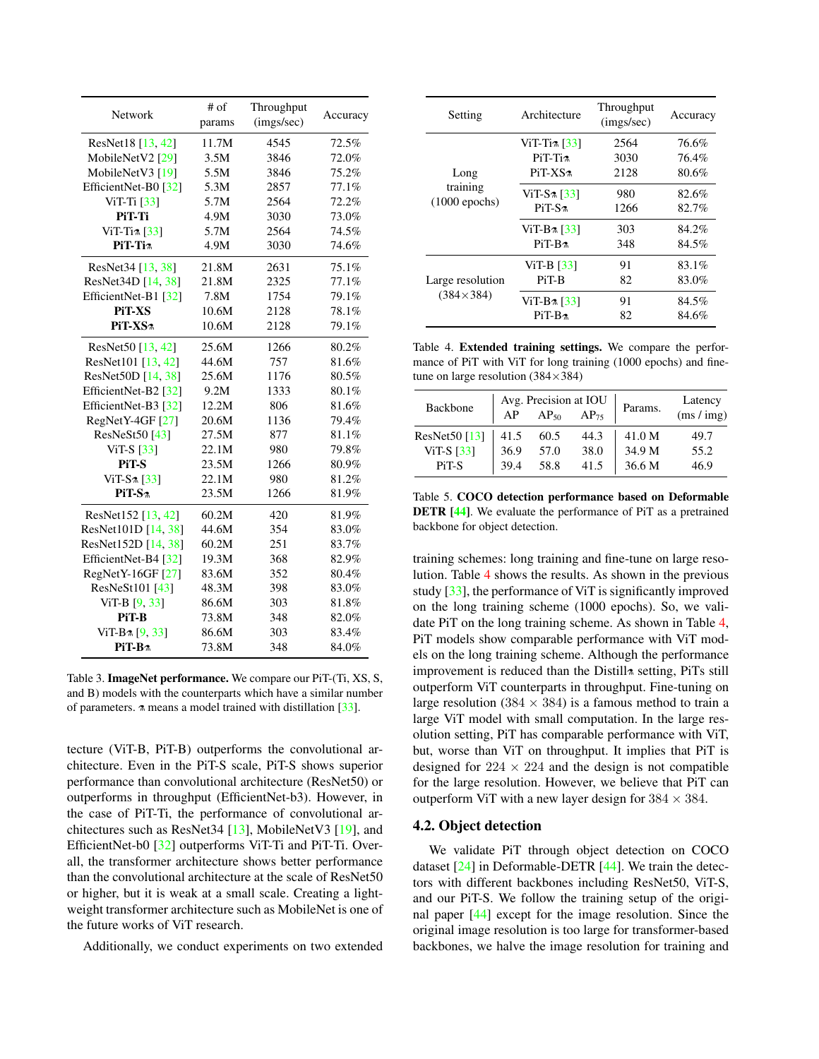| Network | # of params | Throughput (imgs/sec) | Accuracy |
|---|---|---|---|
| ResNet18 [13, 42] | 11.7M | 4545 | 72.5% |
| MobileNetV2 [29] | 3.5M | 3846 | 72.0% |
| MobileNetV3 [19] | 5.5M | 3846 | 75.2% |
| EfficientNet-B0 [32] | 5.3M | 2857 | 77.1% |
| ViT-Ti [33] | 5.7M | 2564 | 72.2% |
| **PiT-Ti** | 4.9M | 3030 | 73.0% |
| ViT-Ti⚗ [33] | 5.7M | 2564 | 74.5% |
| **PiT-Ti⚗** | 4.9M | 3030 | 74.6% |
| ResNet34 [13, 38] | 21.8M | 2631 | 75.1% |
| ResNet34D [14, 38] | 21.8M | 2325 | 77.1% |
| EfficientNet-B1 [32] | 7.8M | 1754 | 79.1% |
| **PiT-XS** | 10.6M | 2128 | 78.1% |
| **PiT-XS⚗** | 10.6M | 2128 | 79.1% |
| ResNet50 [13, 42] | 25.6M | 1266 | 80.2% |
| ResNet101 [13, 42] | 44.6M | 757 | 81.6% |
| ResNet50D [14, 38] | 25.6M | 1176 | 80.5% |
| EfficientNet-B2 [32] | 9.2M | 1333 | 80.1% |
| EfficientNet-B3 [32] | 12.2M | 806 | 81.6% |
| RegNetY-4GF [27] | 20.6M | 1136 | 79.4% |
| ResNeSt50 [43] | 27.5M | 877 | 81.1% |
| ViT-S [33] | 22.1M | 980 | 79.8% |
| **PiT-S** | 23.5M | 1266 | 80.9% |
| ViT-S⚗ [33] | 22.1M | 980 | 81.2% |
| **PiT-S⚗** | 23.5M | 1266 | 81.9% |
| ResNet152 [13, 42] | 60.2M | 420 | 81.9% |
| ResNet101D [14, 38] | 44.6M | 354 | 83.0% |
| ResNet152D [14, 38] | 60.2M | 251 | 83.7% |
| EfficientNet-B4 [32] | 19.3M | 368 | 82.9% |
| RegNetY-16GF [27] | 83.6M | 352 | 80.4% |
| ResNeSt101 [43] | 48.3M | 398 | 83.0% |
| ViT-B [9, 33] | 86.6M | 303 | 81.8% |
| **PiT-B** | 73.8M | 348 | 82.0% |
| ViT-B⚗ [9, 33] | 86.6M | 303 | 83.4% |
| **PiT-B⚗** | 73.8M | 348 | 84.0% |

Table 3. **ImageNet performance.** We compare our PiT-(Ti, XS, S, and B) models with the counterparts which have a similar number of parameters. ⚗ means a model trained with distillation [33].

tecture (ViT-B, PiT-B) outperforms the convolutional architecture. Even in the PiT-S scale, PiT-S shows superior performance than convolutional architecture (ResNet50) or outperforms in throughput (EfficientNet-b3). However, in the case of PiT-Ti, the performance of convolutional architectures such as ResNet34 [13], MobileNetV3 [19], and EfficientNet-b0 [32] outperforms ViT-Ti and PiT-Ti. Overall, the transformer architecture shows better performance than the convolutional architecture at the scale of ResNet50 or higher, but it is weak at a small scale. Creating a lightweight transformer architecture such as MobileNet is one of the future works of ViT research.

Additionally, we conduct experiments on two extended training schemes: long training and fine-tune on large resolution. Table 4 shows the results. As shown in the previous study [33], the performance of ViT is significantly improved on the long training scheme (1000 epochs). So, we validate PiT on the long training scheme. As shown in Table 4, PiT models show comparable performance with ViT models on the long training scheme. Although the performance improvement is reduced than the Distill⚗ setting, PiTs still outperform ViT counterparts in throughput. Fine-tuning on large resolution ($384 \times 384$) is a famous method to train a large ViT model with small computation. In the large resolution setting, PiT has comparable performance with ViT, but, worse than ViT on throughput. It implies that PiT is designed for $224 \times 224$ and the design is not compatible for the large resolution. However, we believe that PiT can outperform ViT with a new layer design for $384 \times 384$.

| Setting | Architecture | Throughput (imgs/sec) | Accuracy |
|---|---|---|---|
| Long training (1000 epochs) | ViT-Ti⚗ [33] | 2564 | 76.6% |
| | PiT-Ti⚗ | 3030 | 76.4% |
| | PiT-XS⚗ | 2128 | 80.6% |
| | ViT-S⚗ [33] | 980 | 82.6% |
| | PiT-S⚗ | 1266 | 82.7% |
| | ViT-B⚗ [33] | 303 | 84.2% |
| | PiT-B⚗ | 348 | 84.5% |
| Large resolution (384×384) | ViT-B [33] | 91 | 83.1% |
| | PiT-B | 82 | 83.0% |
| | ViT-B⚗ [33] | 91 | 84.5% |
| | PiT-B⚗ | 82 | 84.6% |

Table 4. **Extended training settings.** We compare the performance of PiT with ViT for long training (1000 epochs) and fine-tune on large resolution (384×384)

| Backbone | Avg. Precision at IOU AP | $AP_{50}$ | $AP_{75}$ | Params. | Latency (ms / img) |
|---|---|---|---|---|---|
| ResNet50 [13] | 41.5 | 60.5 | 44.3 | 41.0 M | 49.7 |
| ViT-S [33] | 36.9 | 57.0 | 38.0 | 34.9 M | 55.2 |
| PiT-S | 39.4 | 58.8 | 41.5 | 36.6 M | 46.9 |

Table 5. **COCO detection performance based on Deformable DETR [44].** We evaluate the performance of PiT as a pretrained backbone for object detection.

## 4.2. Object detection

We validate PiT through object detection on COCO dataset [24] in Deformable-DETR [44]. We train the detectors with different backbones including ResNet50, ViT-S, and our PiT-S. We follow the training setup of the original paper [44] except for the image resolution. Since the original image resolution is too large for transformer-based backbones, we halve the image resolution for training and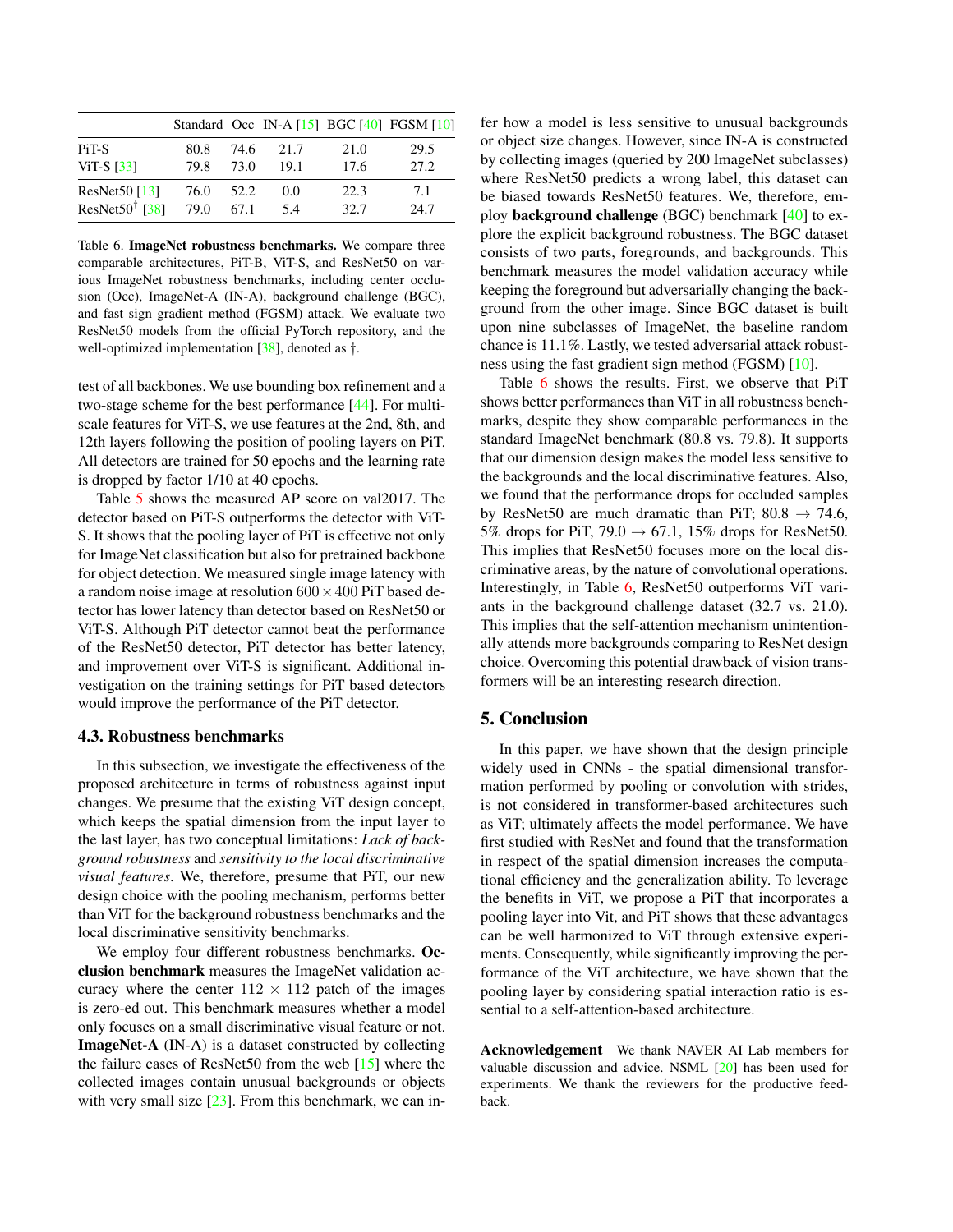|  | Standard | Occ | IN-A [15] | BGC [40] | FGSM [10] |
|---|---|---|---|---|---|
| PiT-S | 80.8 | 74.6 | 21.7 | 21.0 | 29.5 |
| ViT-S [33] | 79.8 | 73.0 | 19.1 | 17.6 | 27.2 |
| ResNet50 [13] | 76.0 | 52.2 | 0.0 | 22.3 | 7.1 |
| ResNet50† [38] | 79.0 | 67.1 | 5.4 | 32.7 | 24.7 |

Table 6. **ImageNet robustness benchmarks.** We compare three comparable architectures, PiT-B, ViT-S, and ResNet50 on various ImageNet robustness benchmarks, including center occlusion (Occ), ImageNet-A (IN-A), background challenge (BGC), and fast sign gradient method (FGSM) attack. We evaluate two ResNet50 models from the official PyTorch repository, and the well-optimized implementation [38], denoted as †.

test of all backbones. We use bounding box refinement and a two-stage scheme for the best performance [44]. For multi-scale features for ViT-S, we use features at the 2nd, 8th, and 12th layers following the position of pooling layers on PiT. All detectors are trained for 50 epochs and the learning rate is dropped by factor 1/10 at 40 epochs.

Table 5 shows the measured AP score on val2017. The detector based on PiT-S outperforms the detector with ViT-S. It shows that the pooling layer of PiT is effective not only for ImageNet classification but also for pretrained backbone for object detection. We measured single image latency with a random noise image at resolution $600 \times 400$ PiT based detector has lower latency than detector based on ResNet50 or ViT-S. Although PiT detector cannot beat the performance of the ResNet50 detector, PiT detector has better latency, and improvement over ViT-S is significant. Additional investigation on the training settings for PiT based detectors would improve the performance of the PiT detector.

### 4.3. Robustness benchmarks

In this subsection, we investigate the effectiveness of the proposed architecture in terms of robustness against input changes. We presume that the existing ViT design concept, which keeps the spatial dimension from the input layer to the last layer, has two conceptual limitations: *Lack of background robustness* and *sensitivity to the local discriminative visual features*. We, therefore, presume that PiT, our new design choice with the pooling mechanism, performs better than ViT for the background robustness benchmarks and the local discriminative sensitivity benchmarks.

We employ four different robustness benchmarks. **Occlusion benchmark** measures the ImageNet validation accuracy where the center $112 \times 112$ patch of the images is zero-ed out. This benchmark measures whether a model only focuses on a small discriminative visual feature or not. **ImageNet-A** (IN-A) is a dataset constructed by collecting the failure cases of ResNet50 from the web [15] where the collected images contain unusual backgrounds or objects with very small size [23]. From this benchmark, we can infer how a model is less sensitive to unusual backgrounds or object size changes. However, since IN-A is constructed by collecting images (queried by 200 ImageNet subclasses) where ResNet50 predicts a wrong label, this dataset can be biased towards ResNet50 features. We, therefore, employ **background challenge** (BGC) benchmark [40] to explore the explicit background robustness. The BGC dataset consists of two parts, foregrounds, and backgrounds. This benchmark measures the model validation accuracy while keeping the foreground but adversarially changing the background from the other image. Since BGC dataset is built upon nine subclasses of ImageNet, the baseline random chance is 11.1%. Lastly, we tested adversarial attack robustness using the fast gradient sign method (FGSM) [10].

Table 6 shows the results. First, we observe that PiT shows better performances than ViT in all robustness benchmarks, despite they show comparable performances in the standard ImageNet benchmark (80.8 vs. 79.8). It supports that our dimension design makes the model less sensitive to the backgrounds and the local discriminative features. Also, we found that the performance drops for occluded samples by ResNet50 are much dramatic than PiT; 80.8 $\rightarrow$ 74.6, 5% drops for PiT, 79.0 $\rightarrow$ 67.1, 15% drops for ResNet50. This implies that ResNet50 focuses more on the local discriminative areas, by the nature of convolutional operations. Interestingly, in Table 6, ResNet50 outperforms ViT variants in the background challenge dataset (32.7 vs. 21.0). This implies that the self-attention mechanism unintentionally attends more backgrounds comparing to ResNet design choice. Overcoming this potential drawback of vision transformers will be an interesting research direction.

## 5. Conclusion

In this paper, we have shown that the design principle widely used in CNNs - the spatial dimensional transformation performed by pooling or convolution with strides, is not considered in transformer-based architectures such as ViT; ultimately affects the model performance. We have first studied with ResNet and found that the transformation in respect of the spatial dimension increases the computational efficiency and the generalization ability. To leverage the benefits in ViT, we propose a PiT that incorporates a pooling layer into Vit, and PiT shows that these advantages can be well harmonized to ViT through extensive experiments. Consequently, while significantly improving the performance of the ViT architecture, we have shown that the pooling layer by considering spatial interaction ratio is essential to a self-attention-based architecture.

**Acknowledgement** We thank NAVER AI Lab members for valuable discussion and advice. NSML [20] has been used for experiments. We thank the reviewers for the productive feedback.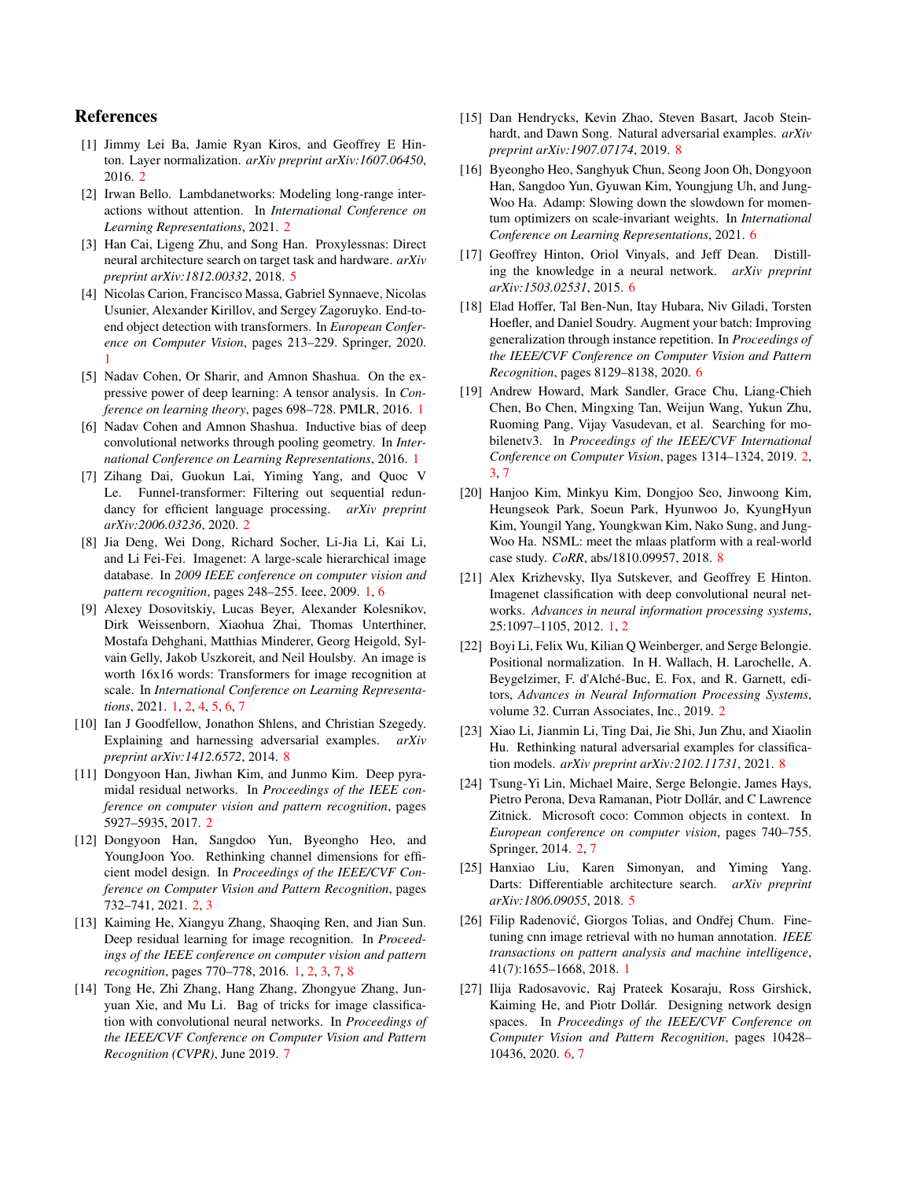## References

[1] Jimmy Lei Ba, Jamie Ryan Kiros, and Geoffrey E Hinton. Layer normalization. *arXiv preprint arXiv:1607.06450*, 2016. 2

[2] Irwan Bello. Lambdanetworks: Modeling long-range interactions without attention. In *International Conference on Learning Representations*, 2021. 2

[3] Han Cai, Ligeng Zhu, and Song Han. Proxylessnas: Direct neural architecture search on target task and hardware. *arXiv preprint arXiv:1812.00332*, 2018. 5

[4] Nicolas Carion, Francisco Massa, Gabriel Synnaeve, Nicolas Usunier, Alexander Kirillov, and Sergey Zagoruyko. End-to-end object detection with transformers. In *European Conference on Computer Vision*, pages 213–229. Springer, 2020. 1

[5] Nadav Cohen, Or Sharir, and Amnon Shashua. On the expressive power of deep learning: A tensor analysis. In *Conference on learning theory*, pages 698–728. PMLR, 2016. 1

[6] Nadav Cohen and Amnon Shashua. Inductive bias of deep convolutional networks through pooling geometry. In *International Conference on Learning Representations*, 2016. 1

[7] Zihang Dai, Guokun Lai, Yiming Yang, and Quoc V Le. Funnel-transformer: Filtering out sequential redundancy for efficient language processing. *arXiv preprint arXiv:2006.03236*, 2020. 2

[8] Jia Deng, Wei Dong, Richard Socher, Li-Jia Li, Kai Li, and Li Fei-Fei. Imagenet: A large-scale hierarchical image database. In *2009 IEEE conference on computer vision and pattern recognition*, pages 248–255. Ieee, 2009. 1, 6

[9] Alexey Dosovitskiy, Lucas Beyer, Alexander Kolesnikov, Dirk Weissenborn, Xiaohua Zhai, Thomas Unterthiner, Mostafa Dehghani, Matthias Minderer, Georg Heigold, Sylvain Gelly, Jakob Uszkoreit, and Neil Houlsby. An image is worth 16x16 words: Transformers for image recognition at scale. In *International Conference on Learning Representations*, 2021. 1, 2, 4, 5, 6, 7

[10] Ian J Goodfellow, Jonathon Shlens, and Christian Szegedy. Explaining and harnessing adversarial examples. *arXiv preprint arXiv:1412.6572*, 2014. 8

[11] Dongyoon Han, Jiwhan Kim, and Junmo Kim. Deep pyramidal residual networks. In *Proceedings of the IEEE conference on computer vision and pattern recognition*, pages 5927–5935, 2017. 2

[12] Dongyoon Han, Sangdoo Yun, Byeongho Heo, and YoungJoon Yoo. Rethinking channel dimensions for efficient model design. In *Proceedings of the IEEE/CVF Conference on Computer Vision and Pattern Recognition*, pages 732–741, 2021. 2, 3

[13] Kaiming He, Xiangyu Zhang, Shaoqing Ren, and Jian Sun. Deep residual learning for image recognition. In *Proceedings of the IEEE conference on computer vision and pattern recognition*, pages 770–778, 2016. 1, 2, 3, 7, 8

[14] Tong He, Zhi Zhang, Hang Zhang, Zhongyue Zhang, Junyuan Xie, and Mu Li. Bag of tricks for image classification with convolutional neural networks. In *Proceedings of the IEEE/CVF Conference on Computer Vision and Pattern Recognition (CVPR)*, June 2019. 7

[15] Dan Hendrycks, Kevin Zhao, Steven Basart, Jacob Steinhardt, and Dawn Song. Natural adversarial examples. *arXiv preprint arXiv:1907.07174*, 2019. 8

[16] Byeongho Heo, Sanghyuk Chun, Seong Joon Oh, Dongyoon Han, Sangdoo Yun, Gyuwan Kim, Youngjung Uh, and Jung-Woo Ha. Adamp: Slowing down the slowdown for momentum optimizers on scale-invariant weights. In *International Conference on Learning Representations*, 2021. 6

[17] Geoffrey Hinton, Oriol Vinyals, and Jeff Dean. Distilling the knowledge in a neural network. *arXiv preprint arXiv:1503.02531*, 2015. 6

[18] Elad Hoffer, Tal Ben-Nun, Itay Hubara, Niv Giladi, Torsten Hoefler, and Daniel Soudry. Augment your batch: Improving generalization through instance repetition. In *Proceedings of the IEEE/CVF Conference on Computer Vision and Pattern Recognition*, pages 8129–8138, 2020. 6

[19] Andrew Howard, Mark Sandler, Grace Chu, Liang-Chieh Chen, Bo Chen, Mingxing Tan, Weijun Wang, Yukun Zhu, Ruoming Pang, Vijay Vasudevan, et al. Searching for mobilenetv3. In *Proceedings of the IEEE/CVF International Conference on Computer Vision*, pages 1314–1324, 2019. 2, 3, 7

[20] Hanjoo Kim, Minkyu Kim, Dongjoo Seo, Jinwoong Kim, Heungseok Park, Soeun Park, Hyunwoo Jo, KyungHyun Kim, Youngil Yang, Youngkwan Kim, Nako Sung, and Jung-Woo Ha. NSML: meet the mlaas platform with a real-world case study. *CoRR*, abs/1810.09957, 2018. 8

[21] Alex Krizhevsky, Ilya Sutskever, and Geoffrey E Hinton. Imagenet classification with deep convolutional neural networks. *Advances in neural information processing systems*, 25:1097–1105, 2012. 1, 2

[22] Boyi Li, Felix Wu, Kilian Q Weinberger, and Serge Belongie. Positional normalization. In H. Wallach, H. Larochelle, A. Beygelzimer, F. d'Alché-Buc, E. Fox, and R. Garnett, editors, *Advances in Neural Information Processing Systems*, volume 32. Curran Associates, Inc., 2019. 2

[23] Xiao Li, Jianmin Li, Ting Dai, Jie Shi, Jun Zhu, and Xiaolin Hu. Rethinking natural adversarial examples for classification models. *arXiv preprint arXiv:2102.11731*, 2021. 8

[24] Tsung-Yi Lin, Michael Maire, Serge Belongie, James Hays, Pietro Perona, Deva Ramanan, Piotr Dollár, and C Lawrence Zitnick. Microsoft coco: Common objects in context. In *European conference on computer vision*, pages 740–755. Springer, 2014. 2, 7

[25] Hanxiao Liu, Karen Simonyan, and Yiming Yang. Darts: Differentiable architecture search. *arXiv preprint arXiv:1806.09055*, 2018. 5

[26] Filip Radenović, Giorgos Tolias, and Ondřej Chum. Fine-tuning cnn image retrieval with no human annotation. *IEEE transactions on pattern analysis and machine intelligence*, 41(7):1655–1668, 2018. 1

[27] Ilija Radosavovic, Raj Prateek Kosaraju, Ross Girshick, Kaiming He, and Piotr Dollár. Designing network design spaces. In *Proceedings of the IEEE/CVF Conference on Computer Vision and Pattern Recognition*, pages 10428–10436, 2020. 6, 7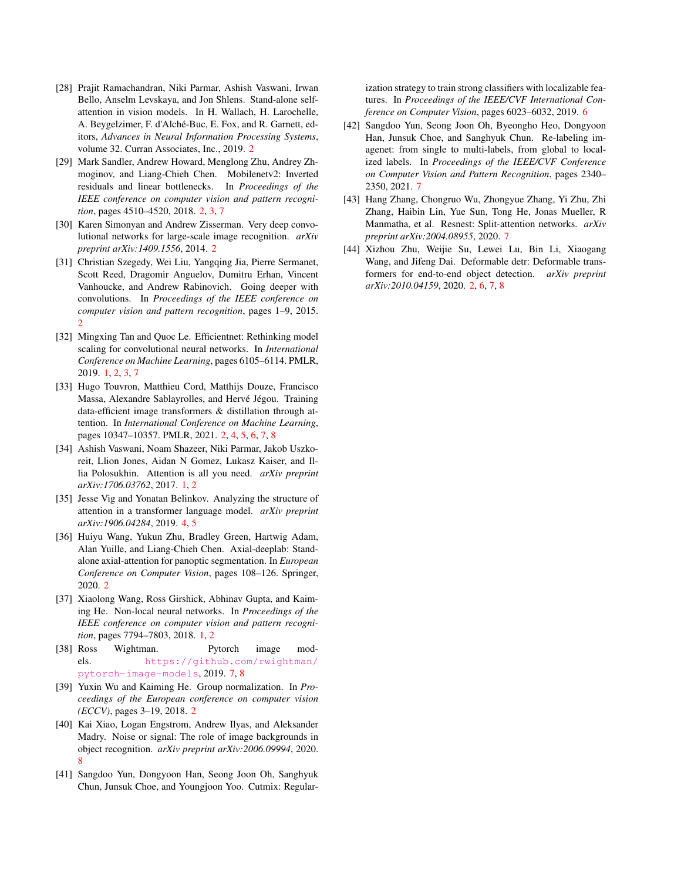[28] Prajit Ramachandran, Niki Parmar, Ashish Vaswani, Irwan Bello, Anselm Levskaya, and Jon Shlens. Stand-alone self-attention in vision models. In H. Wallach, H. Larochelle, A. Beygelzimer, F. d'Alché-Buc, E. Fox, and R. Garnett, editors, *Advances in Neural Information Processing Systems*, volume 32. Curran Associates, Inc., 2019. 2

[29] Mark Sandler, Andrew Howard, Menglong Zhu, Andrey Zhmoginov, and Liang-Chieh Chen. Mobilenetv2: Inverted residuals and linear bottlenecks. In *Proceedings of the IEEE conference on computer vision and pattern recognition*, pages 4510–4520, 2018. 2, 3, 7

[30] Karen Simonyan and Andrew Zisserman. Very deep convolutional networks for large-scale image recognition. *arXiv preprint arXiv:1409.1556*, 2014. 2

[31] Christian Szegedy, Wei Liu, Yangqing Jia, Pierre Sermanet, Scott Reed, Dragomir Anguelov, Dumitru Erhan, Vincent Vanhoucke, and Andrew Rabinovich. Going deeper with convolutions. In *Proceedings of the IEEE conference on computer vision and pattern recognition*, pages 1–9, 2015. 2

[32] Mingxing Tan and Quoc Le. Efficientnet: Rethinking model scaling for convolutional neural networks. In *International Conference on Machine Learning*, pages 6105–6114. PMLR, 2019. 1, 2, 3, 7

[33] Hugo Touvron, Matthieu Cord, Matthijs Douze, Francisco Massa, Alexandre Sablayrolles, and Hervé Jégou. Training data-efficient image transformers & distillation through attention. In *International Conference on Machine Learning*, pages 10347–10357. PMLR, 2021. 2, 4, 5, 6, 7, 8

[34] Ashish Vaswani, Noam Shazeer, Niki Parmar, Jakob Uszkoreit, Llion Jones, Aidan N Gomez, Lukasz Kaiser, and Illia Polosukhin. Attention is all you need. *arXiv preprint arXiv:1706.03762*, 2017. 1, 2

[35] Jesse Vig and Yonatan Belinkov. Analyzing the structure of attention in a transformer language model. *arXiv preprint arXiv:1906.04284*, 2019. 4, 5

[36] Huiyu Wang, Yukun Zhu, Bradley Green, Hartwig Adam, Alan Yuille, and Liang-Chieh Chen. Axial-deeplab: Stand-alone axial-attention for panoptic segmentation. In *European Conference on Computer Vision*, pages 108–126. Springer, 2020. 2

[37] Xiaolong Wang, Ross Girshick, Abhinav Gupta, and Kaiming He. Non-local neural networks. In *Proceedings of the IEEE conference on computer vision and pattern recognition*, pages 7794–7803, 2018. 1, 2

[38] Ross Wightman. Pytorch image models. https://github.com/rwightman/pytorch-image-models, 2019. 7, 8

[39] Yuxin Wu and Kaiming He. Group normalization. In *Proceedings of the European conference on computer vision (ECCV)*, pages 3–19, 2018. 2

[40] Kai Xiao, Logan Engstrom, Andrew Ilyas, and Aleksander Madry. Noise or signal: The role of image backgrounds in object recognition. *arXiv preprint arXiv:2006.09994*, 2020. 8

[41] Sangdoo Yun, Dongyoon Han, Seong Joon Oh, Sanghyuk Chun, Junsuk Choe, and Youngjoon Yoo. Cutmix: Regularization strategy to train strong classifiers with localizable features. In *Proceedings of the IEEE/CVF International Conference on Computer Vision*, pages 6023–6032, 2019. 6

[42] Sangdoo Yun, Seong Joon Oh, Byeongho Heo, Dongyoon Han, Junsuk Choe, and Sanghyuk Chun. Re-labeling imagenet: from single to multi-labels, from global to localized labels. In *Proceedings of the IEEE/CVF Conference on Computer Vision and Pattern Recognition*, pages 2340–2350, 2021. 7

[43] Hang Zhang, Chongruo Wu, Zhongyue Zhang, Yi Zhu, Zhi Zhang, Haibin Lin, Yue Sun, Tong He, Jonas Mueller, R Manmatha, et al. Resnest: Split-attention networks. *arXiv preprint arXiv:2004.08955*, 2020. 7

[44] Xizhou Zhu, Weijie Su, Lewei Lu, Bin Li, Xiaogang Wang, and Jifeng Dai. Deformable detr: Deformable transformers for end-to-end object detection. *arXiv preprint arXiv:2010.04159*, 2020. 2, 6, 7, 8